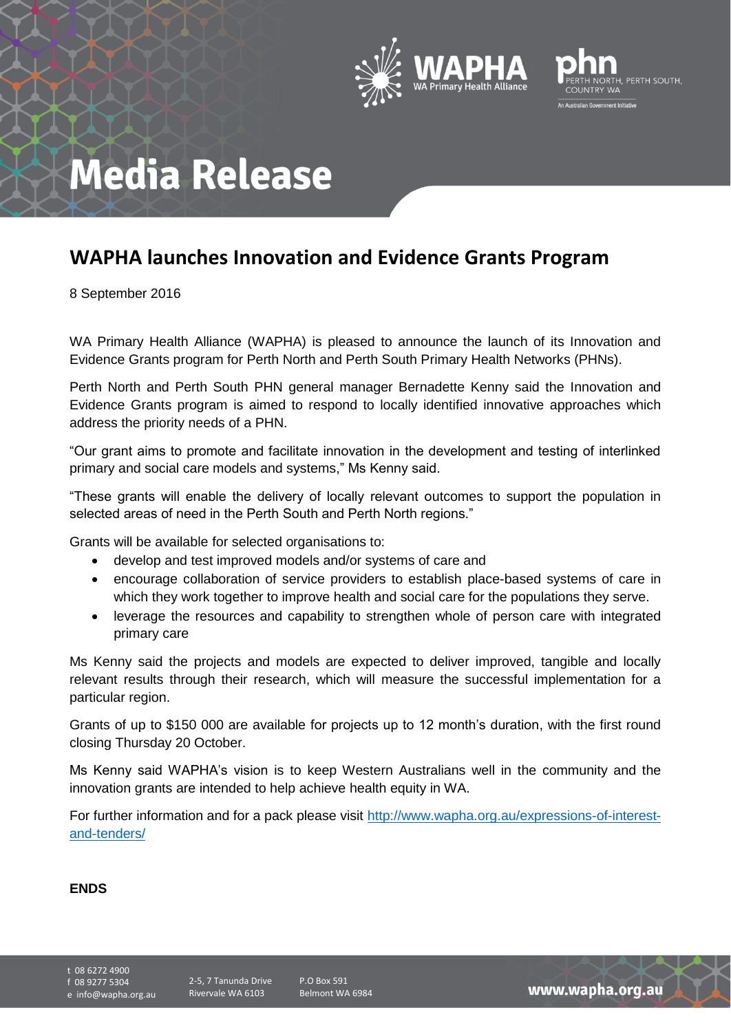# Media Release

## WAPHA launches Innovation and Evidence Grants Program

8 September 2016

WA Primary Health Alliance (WAPHA) is pleased to announce the launch of its Innovation and Evidence Grants program for Perth North and Perth South Primary Health Networks (PHNs).

Perth North and Perth South PHN general manager Bernadette Kenny said the Innovation and Evidence Grants program is aimed to respond to locally identified innovative approaches which address the priority needs of a PHN.

"Our grant aims to promote and facilitate innovation in the development and testing of interlinked primary and social care models and systems," Ms Kenny said.

"These grants will enable the delivery of locally relevant outcomes to support the population in selected areas of need in the Perth South and Perth North regions."

Grants will be available for selected organisations to:

- develop and test improved models and/or systems of care and
- encourage collaboration of service providers to establish place-based systems of care in which they work together to improve health and social care for the populations they serve.
- leverage the resources and capability to strengthen whole of person care with integrated primary care

Ms Kenny said the projects and models are expected to deliver improved, tangible and locally relevant results through their research, which will measure the successful implementation for a particular region.

Grants of up to $150 000 are available for projects up to 12 month's duration, with the first round closing Thursday 20 October.

Ms Kenny said WAPHA's vision is to keep Western Australians well in the community and the innovation grants are intended to help achieve health equity in WA.

For further information and for a pack please visit [http://www.wapha.org.au/expressions-of-interest-and-tenders/](http://www.wapha.org.au/expressions-of-interest-and-tenders/)

**ENDS**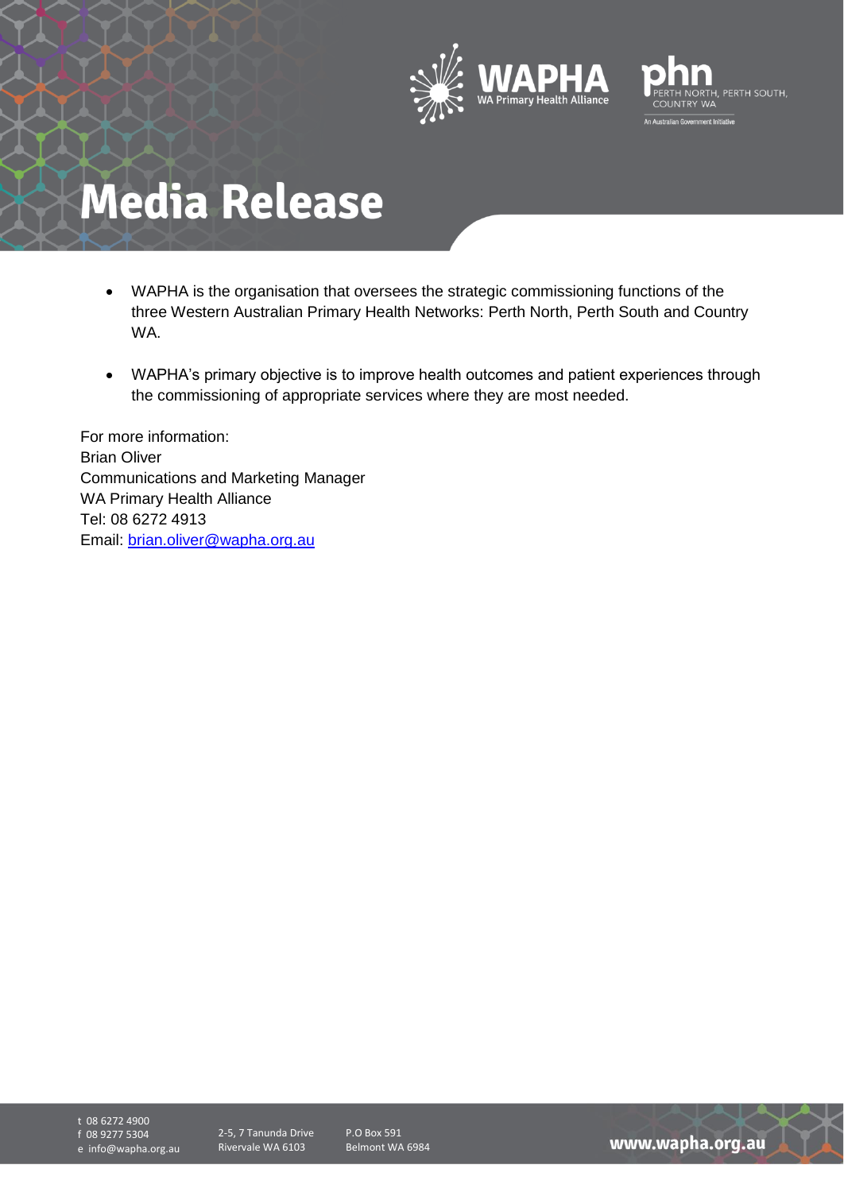# Media Release

- WAPHA is the organisation that oversees the strategic commissioning functions of the three Western Australian Primary Health Networks: Perth North, Perth South and Country WA.
- WAPHA's primary objective is to improve health outcomes and patient experiences through the commissioning of appropriate services where they are most needed.

For more information:
Brian Oliver
Communications and Marketing Manager
WA Primary Health Alliance
Tel: 08 6272 4913
Email: brian.oliver@wapha.org.au